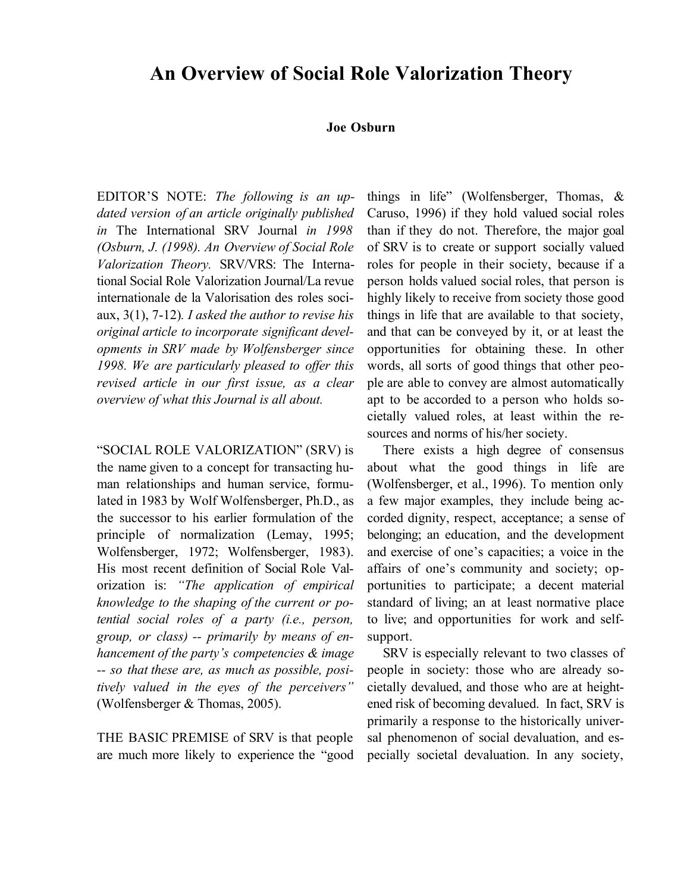# An Overview of Social Role Valorization Theory

**Joe Osburn**

EDITOR'S NOTE: *The following is an updated version of an article originally published in* The International SRV Journal *in 1998 (Osburn, J. (1998). An Overview of Social Role Valorization Theory.* SRV/VRS: The International Social Role Valorization Journal/La revue internationale de la Valorisation des roles sociaux, 3(1), 7-12)*. I asked the author to revise his original article to incorporate significant developments in SRV made by Wolfensberger since 1998. We are particularly pleased to offer this revised article in our first issue, as a clear overview of what this Journal is all about.*

"SOCIAL ROLE VALORIZATION" (SRV) is the name given to a concept for transacting human relationships and human service, formulated in 1983 by Wolf Wolfensberger, Ph.D., as the successor to his earlier formulation of the principle of normalization (Lemay, 1995; Wolfensberger, 1972; Wolfensberger, 1983). His most recent definition of Social Role Valorization is: *"The application of empirical knowledge to the shaping of the current or potential social roles of a party (i.e., person, group, or class) -- primarily by means of enhancement of the party's competencies & image -- so that these are, as much as possible, positively valued in the eyes of the perceivers"* (Wolfensberger & Thomas, 2005).

THE BASIC PREMISE of SRV is that people are much more likely to experience the "good things in life" (Wolfensberger, Thomas, & Caruso, 1996) if they hold valued social roles than if they do not. Therefore, the major goal of SRV is to create or support socially valued roles for people in their society, because if a person holds valued social roles, that person is highly likely to receive from society those good things in life that are available to that society, and that can be conveyed by it, or at least the opportunities for obtaining these. In other words, all sorts of good things that other people are able to convey are almost automatically apt to be accorded to a person who holds societally valued roles, at least within the resources and norms of his/her society.

There exists a high degree of consensus about what the good things in life are (Wolfensberger, et al., 1996). To mention only a few major examples, they include being accorded dignity, respect, acceptance; a sense of belonging; an education, and the development and exercise of one's capacities; a voice in the affairs of one's community and society; opportunities to participate; a decent material standard of living; an at least normative place to live; and opportunities for work and self-support.

SRV is especially relevant to two classes of people in society: those who are already societally devalued, and those who are at heightened risk of becoming devalued. In fact, SRV is primarily a response to the historically universal phenomenon of social devaluation, and especially societal devaluation. In any society,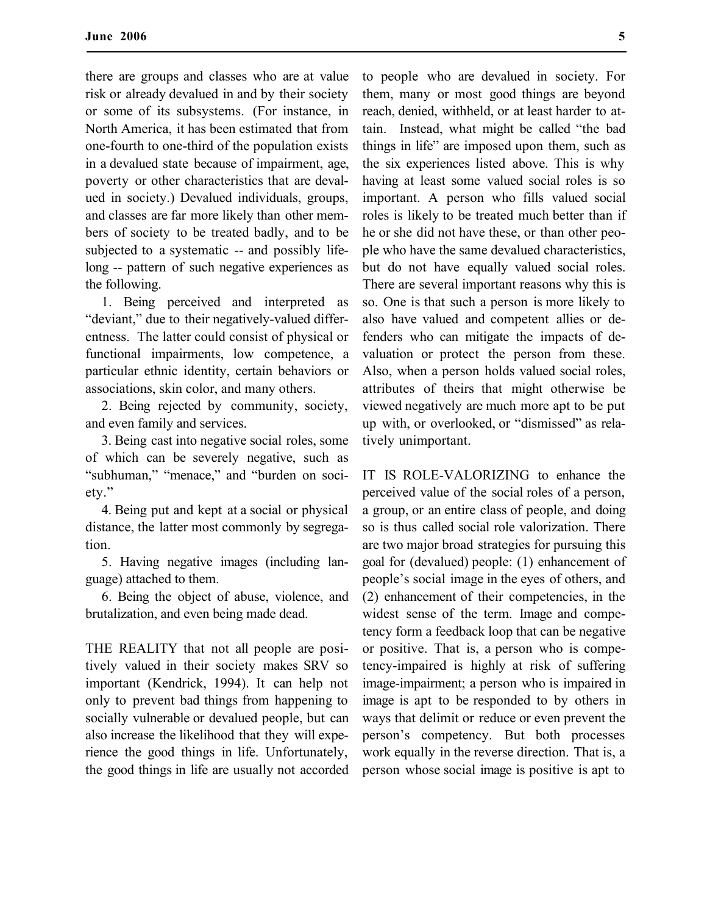there are groups and classes who are at value risk or already devalued in and by their society or some of its subsystems. (For instance, in North America, it has been estimated that from one-fourth to one-third of the population exists in a devalued state because of impairment, age, poverty or other characteristics that are devalued in society.) Devalued individuals, groups, and classes are far more likely than other members of society to be treated badly, and to be subjected to a systematic -- and possibly lifelong -- pattern of such negative experiences as the following.

1. Being perceived and interpreted as "deviant," due to their negatively-valued differentness. The latter could consist of physical or functional impairments, low competence, a particular ethnic identity, certain behaviors or associations, skin color, and many others.

2. Being rejected by community, society, and even family and services.

3. Being cast into negative social roles, some of which can be severely negative, such as "subhuman," "menace," and "burden on society."

4. Being put and kept at a social or physical distance, the latter most commonly by segregation.

5. Having negative images (including language) attached to them.

6. Being the object of abuse, violence, and brutalization, and even being made dead.

THE REALITY that not all people are positively valued in their society makes SRV so important (Kendrick, 1994). It can help not only to prevent bad things from happening to socially vulnerable or devalued people, but can also increase the likelihood that they will experience the good things in life. Unfortunately, the good things in life are usually not accorded to people who are devalued in society. For them, many or most good things are beyond reach, denied, withheld, or at least harder to attain. Instead, what might be called "the bad things in life" are imposed upon them, such as the six experiences listed above. This is why having at least some valued social roles is so important. A person who fills valued social roles is likely to be treated much better than if he or she did not have these, or than other people who have the same devalued characteristics, but do not have equally valued social roles. There are several important reasons why this is so. One is that such a person is more likely to also have valued and competent allies or defenders who can mitigate the impacts of devaluation or protect the person from these. Also, when a person holds valued social roles, attributes of theirs that might otherwise be viewed negatively are much more apt to be put up with, or overlooked, or "dismissed" as relatively unimportant.

IT IS ROLE-VALORIZING to enhance the perceived value of the social roles of a person, a group, or an entire class of people, and doing so is thus called social role valorization. There are two major broad strategies for pursuing this goal for (devalued) people: (1) enhancement of people's social image in the eyes of others, and (2) enhancement of their competencies, in the widest sense of the term. Image and competency form a feedback loop that can be negative or positive. That is, a person who is competency-impaired is highly at risk of suffering image-impairment; a person who is impaired in image is apt to be responded to by others in ways that delimit or reduce or even prevent the person's competency. But both processes work equally in the reverse direction. That is, a person whose social image is positive is apt to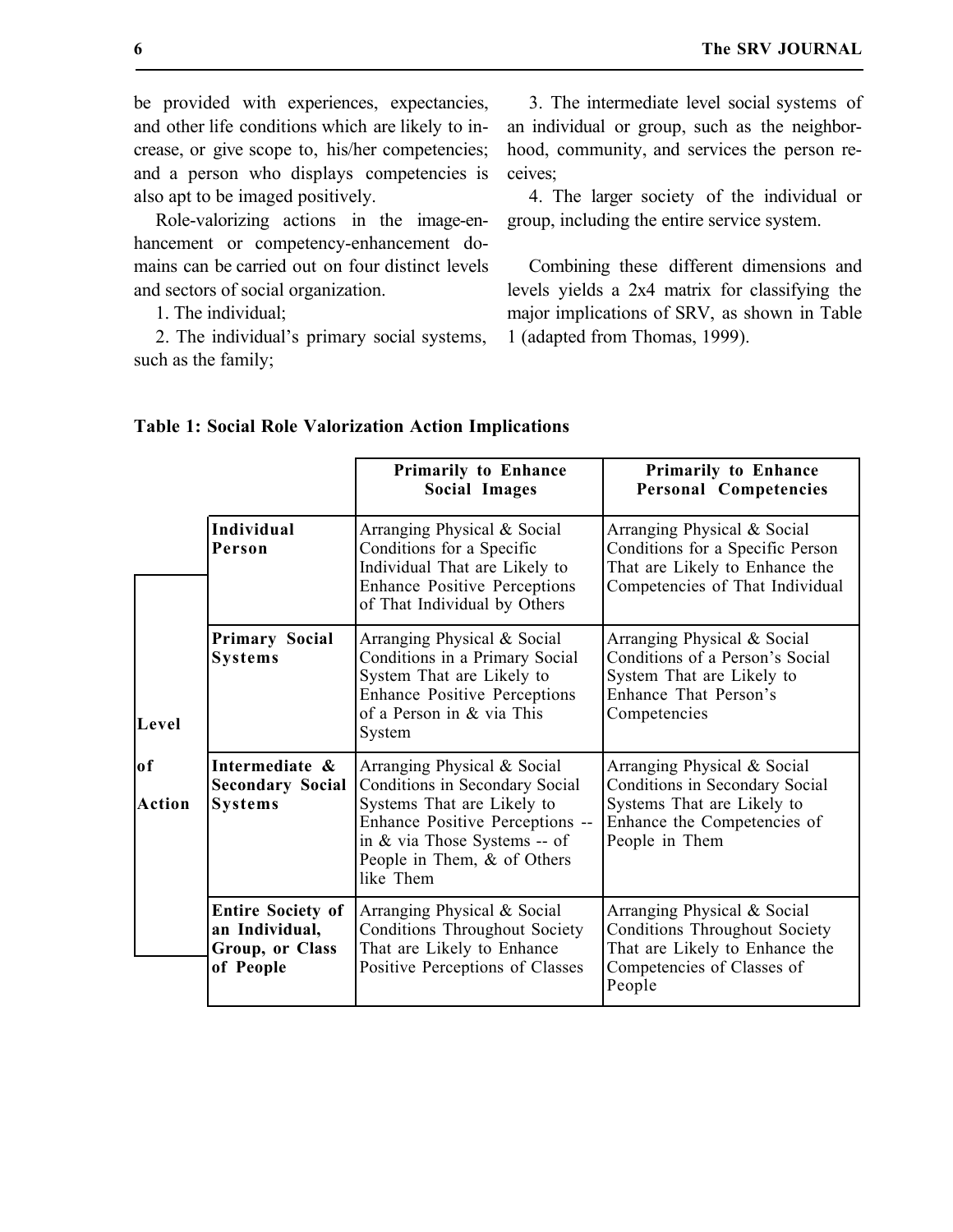be provided with experiences, expectancies, and other life conditions which are likely to increase, or give scope to, his/her competencies; and a person who displays competencies is also apt to be imaged positively.

Role-valorizing actions in the image-enhancement or competency-enhancement domains can be carried out on four distinct levels and sectors of social organization.

1. The individual;

2. The individual's primary social systems, such as the family;

3. The intermediate level social systems of an individual or group, such as the neighborhood, community, and services the person receives;

4. The larger society of the individual or group, including the entire service system.

Combining these different dimensions and levels yields a 2x4 matrix for classifying the major implications of SRV, as shown in Table 1 (adapted from Thomas, 1999).

**Table 1: Social Role Valorization Action Implications**

| | | Primarily to Enhance Social Images | Primarily to Enhance Personal Competencies |
|---|---|---|---|
| Level of Action | **Individual Person** | Arranging Physical & Social Conditions for a Specific Individual That are Likely to Enhance Positive Perceptions of That Individual by Others | Arranging Physical & Social Conditions for a Specific Person That are Likely to Enhance the Competencies of That Individual |
| | **Primary Social Systems** | Arranging Physical & Social Conditions in a Primary Social System That are Likely to Enhance Positive Perceptions of a Person in & via This System | Arranging Physical & Social Conditions of a Person's Social System That are Likely to Enhance That Person's Competencies |
| | **Intermediate & Secondary Social Systems** | Arranging Physical & Social Conditions in Secondary Social Systems That are Likely to Enhance Positive Perceptions -- in & via Those Systems -- of People in Them, & of Others like Them | Arranging Physical & Social Conditions in Secondary Social Systems That are Likely to Enhance the Competencies of People in Them |
| | **Entire Society of an Individual, Group, or Class of People** | Arranging Physical & Social Conditions Throughout Society That are Likely to Enhance Positive Perceptions of Classes | Arranging Physical & Social Conditions Throughout Society That are Likely to Enhance the Competencies of Classes of People |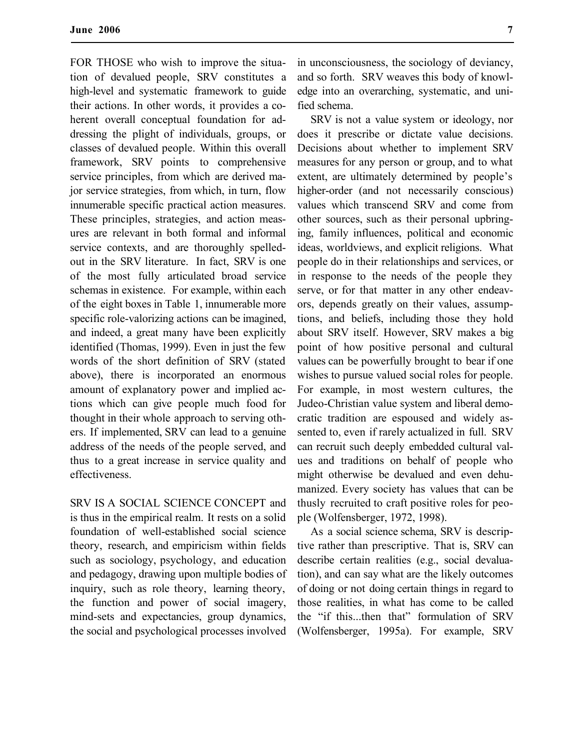FOR THOSE who wish to improve the situation of devalued people, SRV constitutes a high-level and systematic framework to guide their actions. In other words, it provides a coherent overall conceptual foundation for addressing the plight of individuals, groups, or classes of devalued people. Within this overall framework, SRV points to comprehensive service principles, from which are derived major service strategies, from which, in turn, flow innumerable specific practical action measures. These principles, strategies, and action measures are relevant in both formal and informal service contexts, and are thoroughly spelled-out in the SRV literature. In fact, SRV is one of the most fully articulated broad service schemas in existence. For example, within each of the eight boxes in Table 1, innumerable more specific role-valorizing actions can be imagined, and indeed, a great many have been explicitly identified (Thomas, 1999). Even in just the few words of the short definition of SRV (stated above), there is incorporated an enormous amount of explanatory power and implied actions which can give people much food for thought in their whole approach to serving others. If implemented, SRV can lead to a genuine address of the needs of the people served, and thus to a great increase in service quality and effectiveness.

SRV IS A SOCIAL SCIENCE CONCEPT and is thus in the empirical realm. It rests on a solid foundation of well-established social science theory, research, and empiricism within fields such as sociology, psychology, and education and pedagogy, drawing upon multiple bodies of inquiry, such as role theory, learning theory, the function and power of social imagery, mind-sets and expectancies, group dynamics, the social and psychological processes involved in unconsciousness, the sociology of deviancy, and so forth. SRV weaves this body of knowledge into an overarching, systematic, and unified schema.

SRV is not a value system or ideology, nor does it prescribe or dictate value decisions. Decisions about whether to implement SRV measures for any person or group, and to what extent, are ultimately determined by people's higher-order (and not necessarily conscious) values which transcend SRV and come from other sources, such as their personal upbringing, family influences, political and economic ideas, worldviews, and explicit religions. What people do in their relationships and services, or in response to the needs of the people they serve, or for that matter in any other endeavors, depends greatly on their values, assumptions, and beliefs, including those they hold about SRV itself. However, SRV makes a big point of how positive personal and cultural values can be powerfully brought to bear if one wishes to pursue valued social roles for people. For example, in most western cultures, the Judeo-Christian value system and liberal democratic tradition are espoused and widely assented to, even if rarely actualized in full. SRV can recruit such deeply embedded cultural values and traditions on behalf of people who might otherwise be devalued and even dehumanized. Every society has values that can be thusly recruited to craft positive roles for people (Wolfensberger, 1972, 1998).

As a social science schema, SRV is descriptive rather than prescriptive. That is, SRV can describe certain realities (e.g., social devaluation), and can say what are the likely outcomes of doing or not doing certain things in regard to those realities, in what has come to be called the "if this...then that" formulation of SRV (Wolfensberger, 1995a). For example, SRV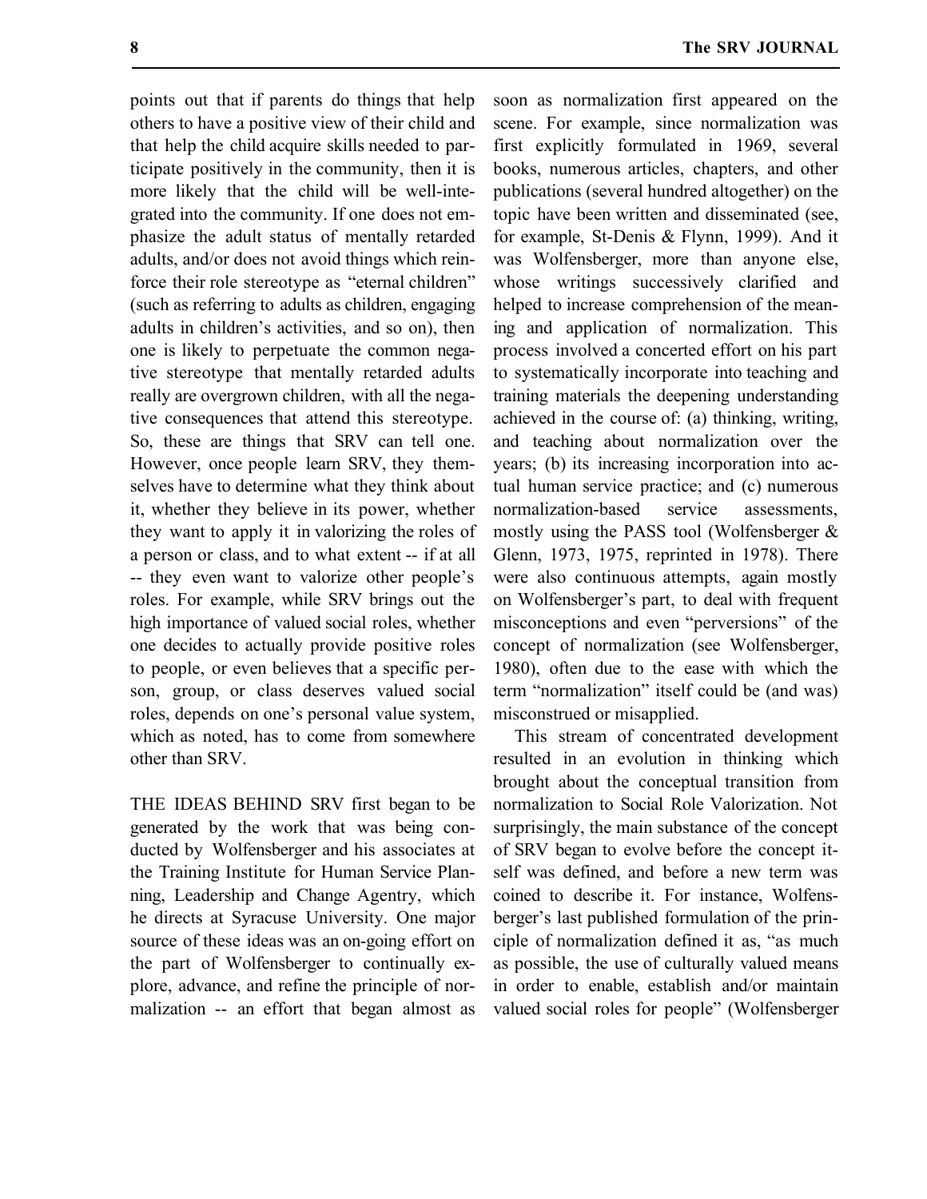points out that if parents do things that help others to have a positive view of their child and that help the child acquire skills needed to participate positively in the community, then it is more likely that the child will be well-integrated into the community. If one does not emphasize the adult status of mentally retarded adults, and/or does not avoid things which reinforce their role stereotype as "eternal children" (such as referring to adults as children, engaging adults in children's activities, and so on), then one is likely to perpetuate the common negative stereotype that mentally retarded adults really are overgrown children, with all the negative consequences that attend this stereotype. So, these are things that SRV can tell one. However, once people learn SRV, they themselves have to determine what they think about it, whether they believe in its power, whether they want to apply it in valorizing the roles of a person or class, and to what extent -- if at all -- they even want to valorize other people's roles. For example, while SRV brings out the high importance of valued social roles, whether one decides to actually provide positive roles to people, or even believes that a specific person, group, or class deserves valued social roles, depends on one's personal value system, which as noted, has to come from somewhere other than SRV.

THE IDEAS BEHIND SRV first began to be generated by the work that was being conducted by Wolfensberger and his associates at the Training Institute for Human Service Planning, Leadership and Change Agentry, which he directs at Syracuse University. One major source of these ideas was an on-going effort on the part of Wolfensberger to continually explore, advance, and refine the principle of normalization -- an effort that began almost as soon as normalization first appeared on the scene. For example, since normalization was first explicitly formulated in 1969, several books, numerous articles, chapters, and other publications (several hundred altogether) on the topic have been written and disseminated (see, for example, St-Denis & Flynn, 1999). And it was Wolfensberger, more than anyone else, whose writings successively clarified and helped to increase comprehension of the meaning and application of normalization. This process involved a concerted effort on his part to systematically incorporate into teaching and training materials the deepening understanding achieved in the course of: (a) thinking, writing, and teaching about normalization over the years; (b) its increasing incorporation into actual human service practice; and (c) numerous normalization-based service assessments, mostly using the PASS tool (Wolfensberger & Glenn, 1973, 1975, reprinted in 1978). There were also continuous attempts, again mostly on Wolfensberger's part, to deal with frequent misconceptions and even "perversions" of the concept of normalization (see Wolfensberger, 1980), often due to the ease with which the term "normalization" itself could be (and was) misconstrued or misapplied.

This stream of concentrated development resulted in an evolution in thinking which brought about the conceptual transition from normalization to Social Role Valorization. Not surprisingly, the main substance of the concept of SRV began to evolve before the concept itself was defined, and before a new term was coined to describe it. For instance, Wolfensberger's last published formulation of the principle of normalization defined it as, "as much as possible, the use of culturally valued means in order to enable, establish and/or maintain valued social roles for people" (Wolfensberger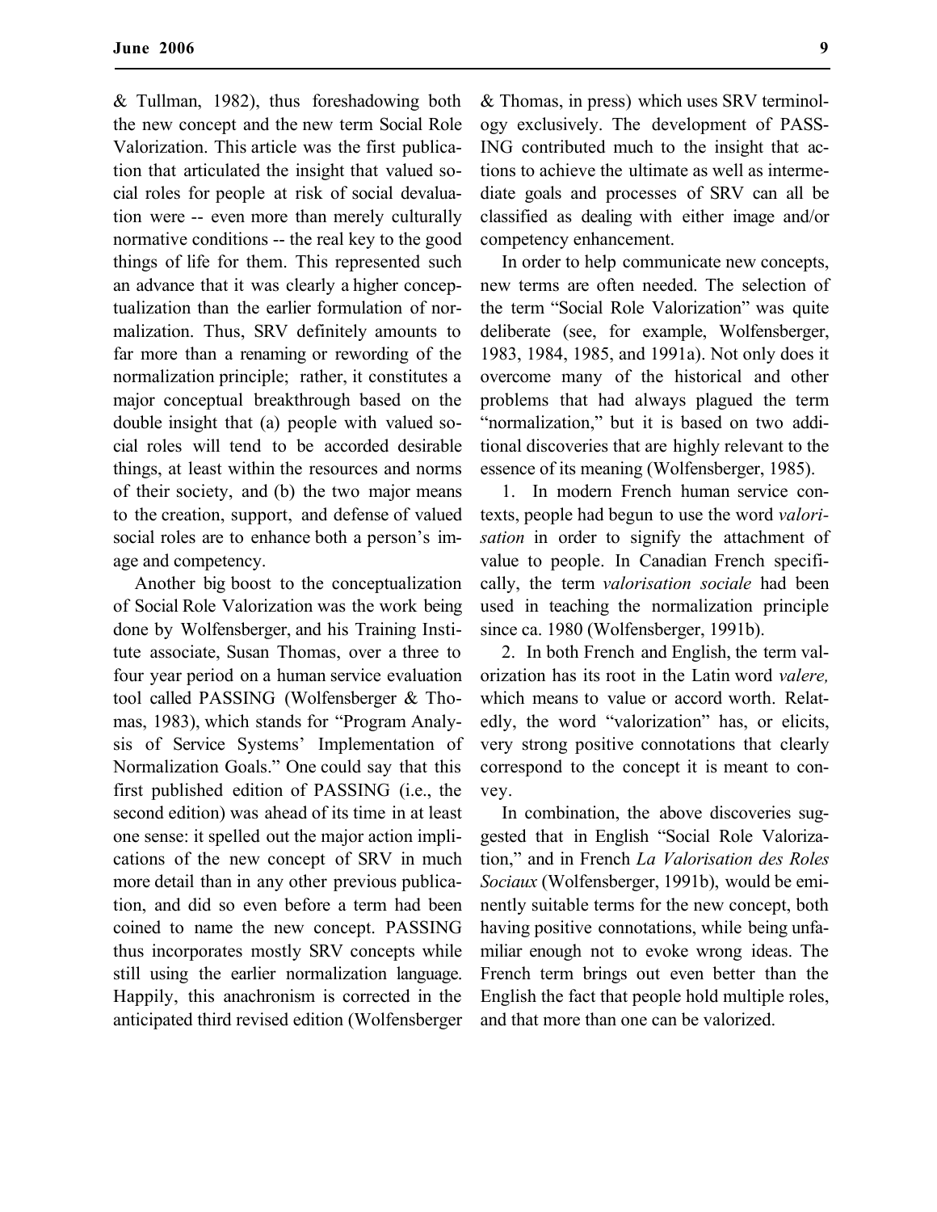& Tullman, 1982), thus foreshadowing both the new concept and the new term Social Role Valorization. This article was the first publication that articulated the insight that valued social roles for people at risk of social devaluation were -- even more than merely culturally normative conditions -- the real key to the good things of life for them. This represented such an advance that it was clearly a higher conceptualization than the earlier formulation of normalization. Thus, SRV definitely amounts to far more than a renaming or rewording of the normalization principle; rather, it constitutes a major conceptual breakthrough based on the double insight that (a) people with valued social roles will tend to be accorded desirable things, at least within the resources and norms of their society, and (b) the two major means to the creation, support, and defense of valued social roles are to enhance both a person's image and competency.

Another big boost to the conceptualization of Social Role Valorization was the work being done by Wolfensberger, and his Training Institute associate, Susan Thomas, over a three to four year period on a human service evaluation tool called PASSING (Wolfensberger & Thomas, 1983), which stands for "Program Analysis of Service Systems' Implementation of Normalization Goals." One could say that this first published edition of PASSING (i.e., the second edition) was ahead of its time in at least one sense: it spelled out the major action implications of the new concept of SRV in much more detail than in any other previous publication, and did so even before a term had been coined to name the new concept. PASSING thus incorporates mostly SRV concepts while still using the earlier normalization language. Happily, this anachronism is corrected in the anticipated third revised edition (Wolfensberger & Thomas, in press) which uses SRV terminology exclusively. The development of PASSING contributed much to the insight that actions to achieve the ultimate as well as intermediate goals and processes of SRV can all be classified as dealing with either image and/or competency enhancement.

In order to help communicate new concepts, new terms are often needed. The selection of the term "Social Role Valorization" was quite deliberate (see, for example, Wolfensberger, 1983, 1984, 1985, and 1991a). Not only does it overcome many of the historical and other problems that had always plagued the term "normalization," but it is based on two additional discoveries that are highly relevant to the essence of its meaning (Wolfensberger, 1985).

1. In modern French human service contexts, people had begun to use the word *valorisation* in order to signify the attachment of value to people. In Canadian French specifically, the term *valorisation sociale* had been used in teaching the normalization principle since ca. 1980 (Wolfensberger, 1991b).

2. In both French and English, the term valorization has its root in the Latin word *valere,* which means to value or accord worth. Relatedly, the word "valorization" has, or elicits, very strong positive connotations that clearly correspond to the concept it is meant to convey.

In combination, the above discoveries suggested that in English "Social Role Valorization," and in French *La Valorisation des Roles Sociaux* (Wolfensberger, 1991b), would be eminently suitable terms for the new concept, both having positive connotations, while being unfamiliar enough not to evoke wrong ideas. The French term brings out even better than the English the fact that people hold multiple roles, and that more than one can be valorized.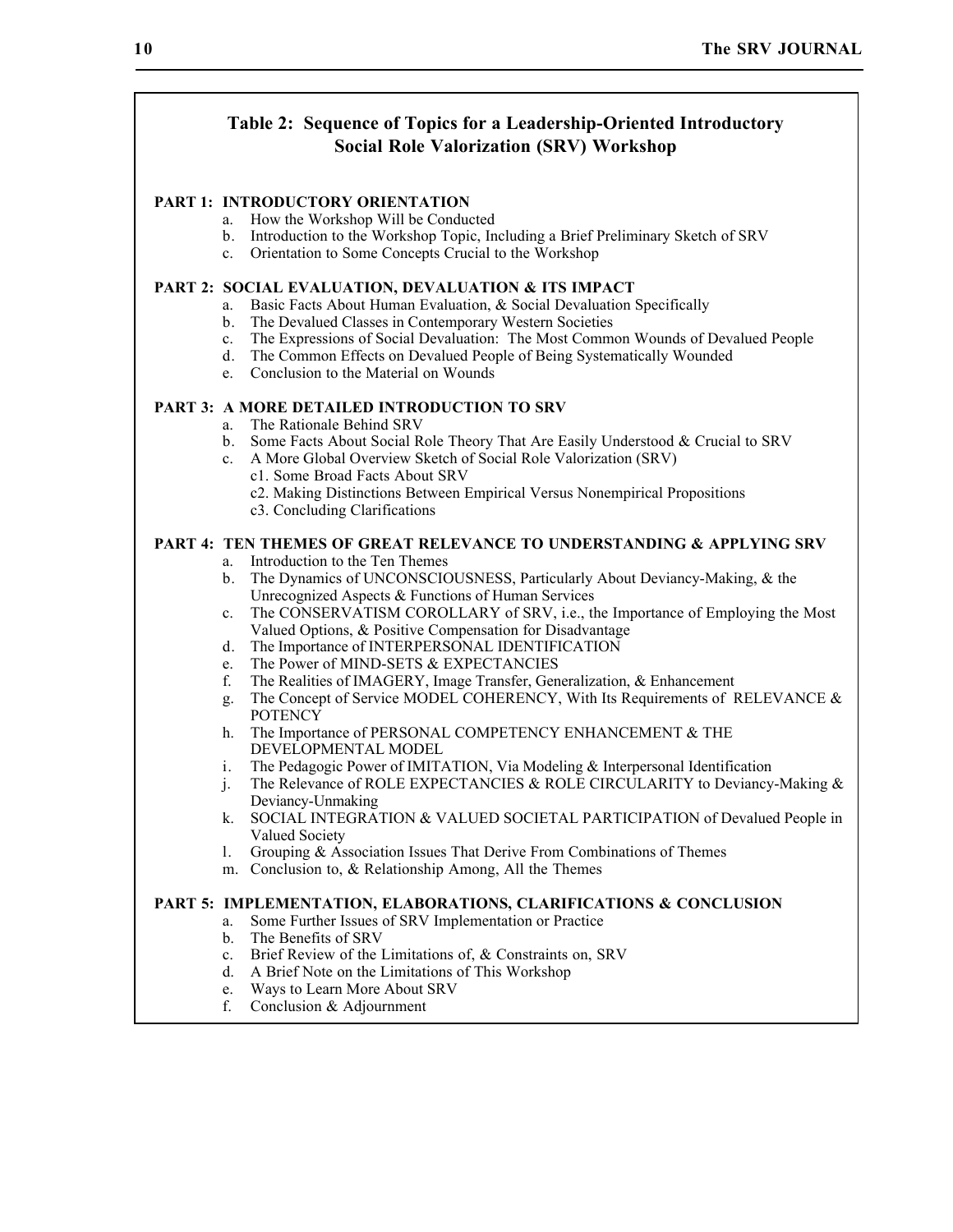## Table 2: Sequence of Topics for a Leadership-Oriented Introductory Social Role Valorization (SRV) Workshop

**PART 1: INTRODUCTORY ORIENTATION**

a. How the Workshop Will be Conducted
b. Introduction to the Workshop Topic, Including a Brief Preliminary Sketch of SRV
c. Orientation to Some Concepts Crucial to the Workshop

**PART 2: SOCIAL EVALUATION, DEVALUATION & ITS IMPACT**

a. Basic Facts About Human Evaluation, & Social Devaluation Specifically
b. The Devalued Classes in Contemporary Western Societies
c. The Expressions of Social Devaluation: The Most Common Wounds of Devalued People
d. The Common Effects on Devalued People of Being Systematically Wounded
e. Conclusion to the Material on Wounds

**PART 3: A MORE DETAILED INTRODUCTION TO SRV**

a. The Rationale Behind SRV
b. Some Facts About Social Role Theory That Are Easily Understood & Crucial to SRV
c. A More Global Overview Sketch of Social Role Valorization (SRV)
   c1. Some Broad Facts About SRV
   c2. Making Distinctions Between Empirical Versus Nonempirical Propositions
   c3. Concluding Clarifications

**PART 4: TEN THEMES OF GREAT RELEVANCE TO UNDERSTANDING & APPLYING SRV**

a. Introduction to the Ten Themes
b. The Dynamics of UNCONSCIOUSNESS, Particularly About Deviancy-Making, & the Unrecognized Aspects & Functions of Human Services
c. The CONSERVATISM COROLLARY of SRV, i.e., the Importance of Employing the Most Valued Options, & Positive Compensation for Disadvantage
d. The Importance of INTERPERSONAL IDENTIFICATION
e. The Power of MIND-SETS & EXPECTANCIES
f. The Realities of IMAGERY, Image Transfer, Generalization, & Enhancement
g. The Concept of Service MODEL COHERENCY, With Its Requirements of RELEVANCE & POTENCY
h. The Importance of PERSONAL COMPETENCY ENHANCEMENT & THE DEVELOPMENTAL MODEL
i. The Pedagogic Power of IMITATION, Via Modeling & Interpersonal Identification
j. The Relevance of ROLE EXPECTANCIES & ROLE CIRCULARITY to Deviancy-Making & Deviancy-Unmaking
k. SOCIAL INTEGRATION & VALUED SOCIETAL PARTICIPATION of Devalued People in Valued Society
l. Grouping & Association Issues That Derive From Combinations of Themes
m. Conclusion to, & Relationship Among, All the Themes

**PART 5: IMPLEMENTATION, ELABORATIONS, CLARIFICATIONS & CONCLUSION**

a. Some Further Issues of SRV Implementation or Practice
b. The Benefits of SRV
c. Brief Review of the Limitations of, & Constraints on, SRV
d. A Brief Note on the Limitations of This Workshop
e. Ways to Learn More About SRV
f. Conclusion & Adjournment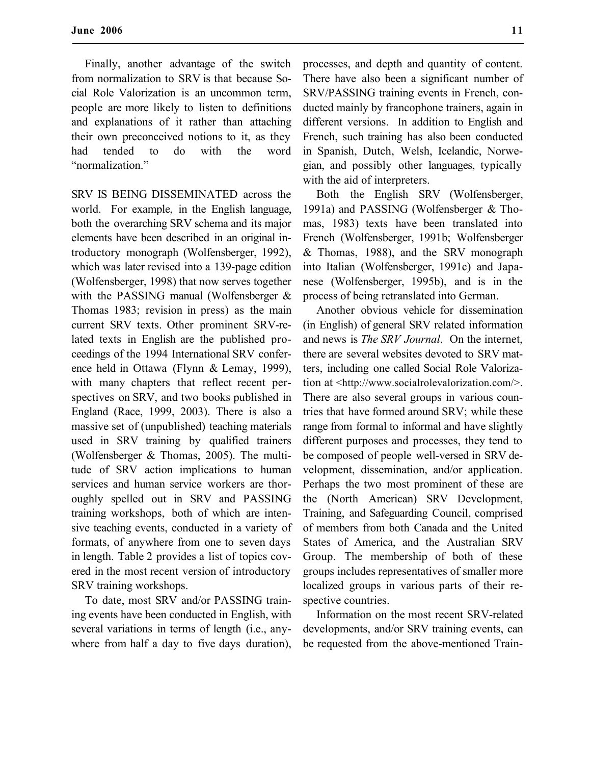Finally, another advantage of the switch from normalization to SRV is that because Social Role Valorization is an uncommon term, people are more likely to listen to definitions and explanations of it rather than attaching their own preconceived notions to it, as they had tended to do with the word "normalization."

SRV IS BEING DISSEMINATED across the world. For example, in the English language, both the overarching SRV schema and its major elements have been described in an original introductory monograph (Wolfensberger, 1992), which was later revised into a 139-page edition (Wolfensberger, 1998) that now serves together with the PASSING manual (Wolfensberger & Thomas 1983; revision in press) as the main current SRV texts. Other prominent SRV-related texts in English are the published proceedings of the 1994 International SRV conference held in Ottawa (Flynn & Lemay, 1999), with many chapters that reflect recent perspectives on SRV, and two books published in England (Race, 1999, 2003). There is also a massive set of (unpublished) teaching materials used in SRV training by qualified trainers (Wolfensberger & Thomas, 2005). The multitude of SRV action implications to human services and human service workers are thoroughly spelled out in SRV and PASSING training workshops, both of which are intensive teaching events, conducted in a variety of formats, of anywhere from one to seven days in length. Table 2 provides a list of topics covered in the most recent version of introductory SRV training workshops.

To date, most SRV and/or PASSING training events have been conducted in English, with several variations in terms of length (i.e., anywhere from half a day to five days duration), processes, and depth and quantity of content. There have also been a significant number of SRV/PASSING training events in French, conducted mainly by francophone trainers, again in different versions. In addition to English and French, such training has also been conducted in Spanish, Dutch, Welsh, Icelandic, Norwegian, and possibly other languages, typically with the aid of interpreters.

Both the English SRV (Wolfensberger, 1991a) and PASSING (Wolfensberger & Thomas, 1983) texts have been translated into French (Wolfensberger, 1991b; Wolfensberger & Thomas, 1988), and the SRV monograph into Italian (Wolfensberger, 1991c) and Japanese (Wolfensberger, 1995b), and is in the process of being retranslated into German.

Another obvious vehicle for dissemination (in English) of general SRV related information and news is *The SRV Journal*. On the internet, there are several websites devoted to SRV matters, including one called Social Role Valorization at <http://www.socialrolevalorization.com/>. There are also several groups in various countries that have formed around SRV; while these range from formal to informal and have slightly different purposes and processes, they tend to be composed of people well-versed in SRV development, dissemination, and/or application. Perhaps the two most prominent of these are the (North American) SRV Development, Training, and Safeguarding Council, comprised of members from both Canada and the United States of America, and the Australian SRV Group. The membership of both of these groups includes representatives of smaller more localized groups in various parts of their respective countries.

Information on the most recent SRV-related developments, and/or SRV training events, can be requested from the above-mentioned Train-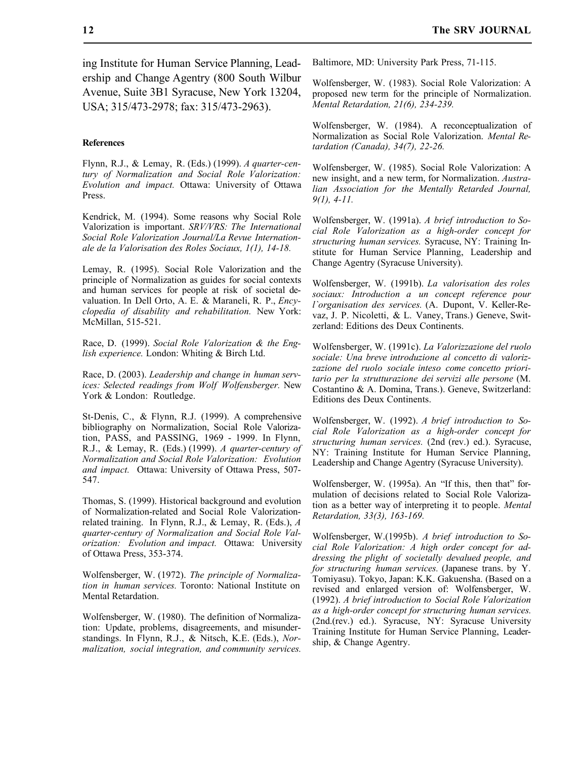ing Institute for Human Service Planning, Leadership and Change Agentry (800 South Wilbur Avenue, Suite 3B1 Syracuse, New York 13204, USA; 315/473-2978; fax: 315/473-2963).

#### References

Flynn, R.J., & Lemay, R. (Eds.) (1999). *A quarter-century of Normalization and Social Role Valorization: Evolution and impact.* Ottawa: University of Ottawa Press.

Kendrick, M. (1994). Some reasons why Social Role Valorization is important. *SRV/VRS: The International Social Role Valorization Journal/La Revue Internationale de la Valorisation des Roles Sociaux, 1(1), 14-18.*

Lemay, R. (1995). Social Role Valorization and the principle of Normalization as guides for social contexts and human services for people at risk of societal devaluation. In Dell Orto, A. E. & Maraneli, R. P., *Encyclopedia of disability and rehabilitation.* New York: McMillan, 515-521.

Race, D. (1999). *Social Role Valorization & the English experience.* London: Whiting & Birch Ltd.

Race, D. (2003). *Leadership and change in human services: Selected readings from Wolf Wolfensberger.* New York & London: Routledge.

St-Denis, C., & Flynn, R.J. (1999). A comprehensive bibliography on Normalization, Social Role Valorization, PASS, and PASSING, 1969 - 1999. In Flynn, R.J., & Lemay, R. (Eds.) (1999). *A quarter-century of Normalization and Social Role Valorization: Evolution and impact.* Ottawa: University of Ottawa Press, 507-547.

Thomas, S. (1999). Historical background and evolution of Normalization-related and Social Role Valorization-related training. In Flynn, R.J., & Lemay, R. (Eds.), *A quarter-century of Normalization and Social Role Valorization: Evolution and impact.* Ottawa: University of Ottawa Press, 353-374.

Wolfensberger, W. (1972). *The principle of Normalization in human services.* Toronto: National Institute on Mental Retardation.

Wolfensberger, W. (1980). The definition of Normalization: Update, problems, disagreements, and misunderstandings. In Flynn, R.J., & Nitsch, K.E. (Eds.), *Normalization, social integration, and community services.* Baltimore, MD: University Park Press, 71-115.

Wolfensberger, W. (1983). Social Role Valorization: A proposed new term for the principle of Normalization. *Mental Retardation, 21(6), 234-239.*

Wolfensberger, W. (1984). A reconceptualization of Normalization as Social Role Valorization. *Mental Retardation (Canada), 34(7), 22-26.*

Wolfensberger, W. (1985). Social Role Valorization: A new insight, and a new term, for Normalization. *Australian Association for the Mentally Retarded Journal, 9(1), 4-11.*

Wolfensberger, W. (1991a). *A brief introduction to Social Role Valorization as a high-order concept for structuring human services.* Syracuse, NY: Training Institute for Human Service Planning, Leadership and Change Agentry (Syracuse University).

Wolfensberger, W. (1991b). *La valorisation des roles sociaux: Introduction a un concept reference pour l`organisation des services.* (A. Dupont, V. Keller-Revaz, J. P. Nicoletti, & L. Vaney, Trans.) Geneve, Switzerland: Editions des Deux Continents.

Wolfensberger, W. (1991c). *La Valorizzazione del ruolo sociale: Una breve introduzione al concetto di valorizzazione del ruolo sociale inteso come concetto prioritario per la strutturazione dei servizi alle persone* (M. Costantino & A. Domina, Trans.). Geneve, Switzerland: Editions des Deux Continents.

Wolfensberger, W. (1992). *A brief introduction to Social Role Valorization as a high-order concept for structuring human services.* (2nd (rev.) ed.). Syracuse, NY: Training Institute for Human Service Planning, Leadership and Change Agentry (Syracuse University).

Wolfensberger, W. (1995a). An "If this, then that" formulation of decisions related to Social Role Valorization as a better way of interpreting it to people. *Mental Retardation, 33(3), 163-169.*

Wolfensberger, W.(1995b). *A brief introduction to Social Role Valorization: A high order concept for addressing the plight of societally devalued people, and for structuring human services.* (Japanese trans. by Y. Tomiyasu). Tokyo, Japan: K.K. Gakuensha. (Based on a revised and enlarged version of: Wolfensberger, W. (1992). *A brief introduction to Social Role Valorization as a high-order concept for structuring human services.* (2nd.(rev.) ed.). Syracuse, NY: Syracuse University Training Institute for Human Service Planning, Leadership, & Change Agentry.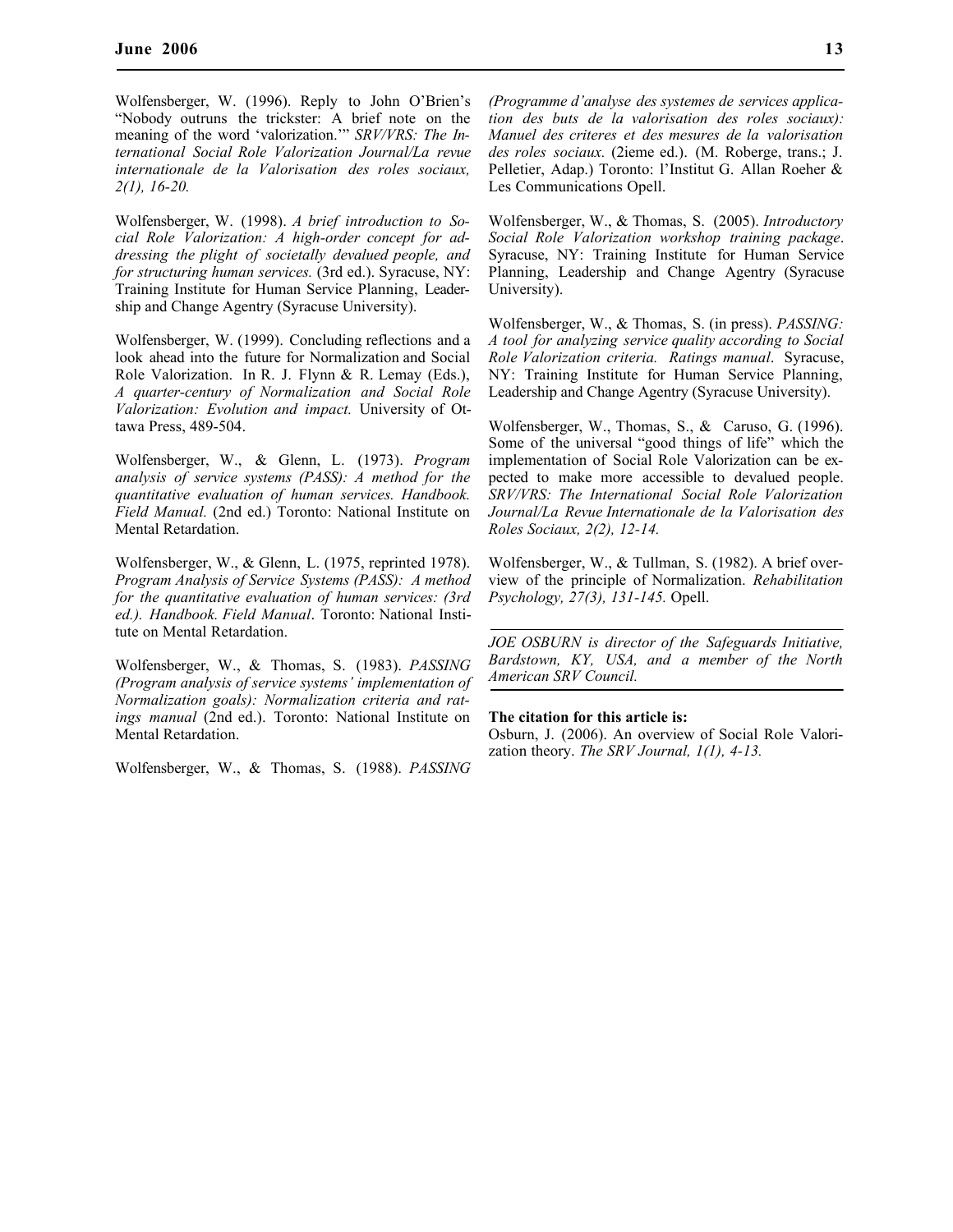Wolfensberger, W. (1996). Reply to John O'Brien's "Nobody outruns the trickster: A brief note on the meaning of the word 'valorization.'" *SRV/VRS: The International Social Role Valorization Journal/La revue internationale de la Valorisation des roles sociaux, 2(1), 16-20.*

Wolfensberger, W. (1998). *A brief introduction to Social Role Valorization: A high-order concept for addressing the plight of societally devalued people, and for structuring human services.* (3rd ed.). Syracuse, NY: Training Institute for Human Service Planning, Leadership and Change Agentry (Syracuse University).

Wolfensberger, W. (1999). Concluding reflections and a look ahead into the future for Normalization and Social Role Valorization. In R. J. Flynn & R. Lemay (Eds.), *A quarter-century of Normalization and Social Role Valorization: Evolution and impact.* University of Ottawa Press, 489-504.

Wolfensberger, W., & Glenn, L. (1973). *Program analysis of service systems (PASS): A method for the quantitative evaluation of human services. Handbook. Field Manual.* (2nd ed.) Toronto: National Institute on Mental Retardation.

Wolfensberger, W., & Glenn, L. (1975, reprinted 1978). *Program Analysis of Service Systems (PASS): A method for the quantitative evaluation of human services: (3rd ed.). Handbook. Field Manual*. Toronto: National Institute on Mental Retardation.

Wolfensberger, W., & Thomas, S. (1983). *PASSING (Program analysis of service systems' implementation of Normalization goals): Normalization criteria and ratings manual* (2nd ed.). Toronto: National Institute on Mental Retardation.

Wolfensberger, W., & Thomas, S. (1988). *PASSING (Programme d'analyse des systemes de services application des buts de la valorisation des roles sociaux): Manuel des criteres et des mesures de la valorisation des roles sociaux.* (2ieme ed.). (M. Roberge, trans.; J. Pelletier, Adap.) Toronto: l'Institut G. Allan Roeher & Les Communications Opell.

Wolfensberger, W., & Thomas, S. (2005). *Introductory Social Role Valorization workshop training package*. Syracuse, NY: Training Institute for Human Service Planning, Leadership and Change Agentry (Syracuse University).

Wolfensberger, W., & Thomas, S. (in press). *PASSING: A tool for analyzing service quality according to Social Role Valorization criteria. Ratings manual*. Syracuse, NY: Training Institute for Human Service Planning, Leadership and Change Agentry (Syracuse University).

Wolfensberger, W., Thomas, S., & Caruso, G. (1996). Some of the universal "good things of life" which the implementation of Social Role Valorization can be expected to make more accessible to devalued people. *SRV/VRS: The International Social Role Valorization Journal/La Revue Internationale de la Valorisation des Roles Sociaux, 2(2), 12-14.*

Wolfensberger, W., & Tullman, S. (1982). A brief overview of the principle of Normalization. *Rehabilitation Psychology, 27(3), 131-145.* Opell.

---

*JOE OSBURN is director of the Safeguards Initiative, Bardstown, KY, USA, and a member of the North American SRV Council.*

---

**The citation for this article is:**
Osburn, J. (2006). An overview of Social Role Valorization theory. *The SRV Journal, 1(1), 4-13.*